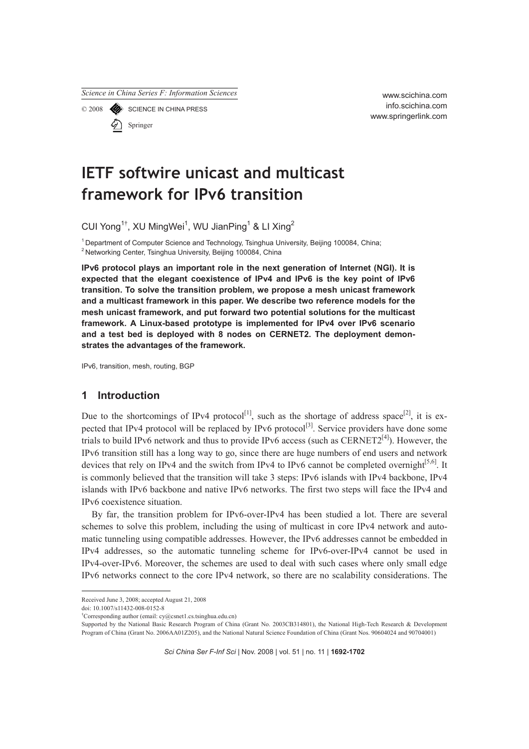# IETF softwire unicast and multicast framework for IPv6 transition

CUI Yong[1†], XU MingWei[1], WU JianPing[1] & LI Xing[2]

[1] Department of Computer Science and Technology, Tsinghua University, Beijing 100084, China;
[2] Networking Center, Tsinghua University, Beijing 100084, China

**IPv6 protocol plays an important role in the next generation of Internet (NGI). It is expected that the elegant coexistence of IPv4 and IPv6 is the key point of IPv6 transition. To solve the transition problem, we propose a mesh unicast framework and a multicast framework in this paper. We describe two reference models for the mesh unicast framework, and put forward two potential solutions for the multicast framework. A Linux-based prototype is implemented for IPv4 over IPv6 scenario and a test bed is deployed with 8 nodes on CERNET2. The deployment demonstrates the advantages of the framework.**

IPv6, transition, mesh, routing, BGP

## 1 Introduction

Due to the shortcomings of IPv4 protocol[1], such as the shortage of address space[2], it is expected that IPv4 protocol will be replaced by IPv6 protocol[3]. Service providers have done some trials to build IPv6 network and thus to provide IPv6 access (such as CERNET2[4]). However, the IPv6 transition still has a long way to go, since there are huge numbers of end users and network devices that rely on IPv4 and the switch from IPv4 to IPv6 cannot be completed overnight[5,6]. It is commonly believed that the transition will take 3 steps: IPv6 islands with IPv4 backbone, IPv4 islands with IPv6 backbone and native IPv6 networks. The first two steps will face the IPv4 and IPv6 coexistence situation.

By far, the transition problem for IPv6-over-IPv4 has been studied a lot. There are several schemes to solve this problem, including the using of multicast in core IPv4 network and automatic tunneling using compatible addresses. However, the IPv6 addresses cannot be embedded in IPv4 addresses, so the automatic tunneling scheme for IPv6-over-IPv4 cannot be used in IPv4-over-IPv6. Moreover, the schemes are used to deal with such cases where only small edge IPv6 networks connect to the core IPv4 network, so there are no scalability considerations. The

---

Received June 3, 2008; accepted August 21, 2008
doi: 10.1007/s11432-008-0152-8
†Corresponding author (email: cy@csnet1.cs.tsinghua.edu.cn)
Supported by the National Basic Research Program of China (Grant No. 2003CB314801), the National High-Tech Research & Development Program of China (Grant No. 2006AA01Z205), and the National Natural Science Foundation of China (Grant Nos. 90604024 and 90704001)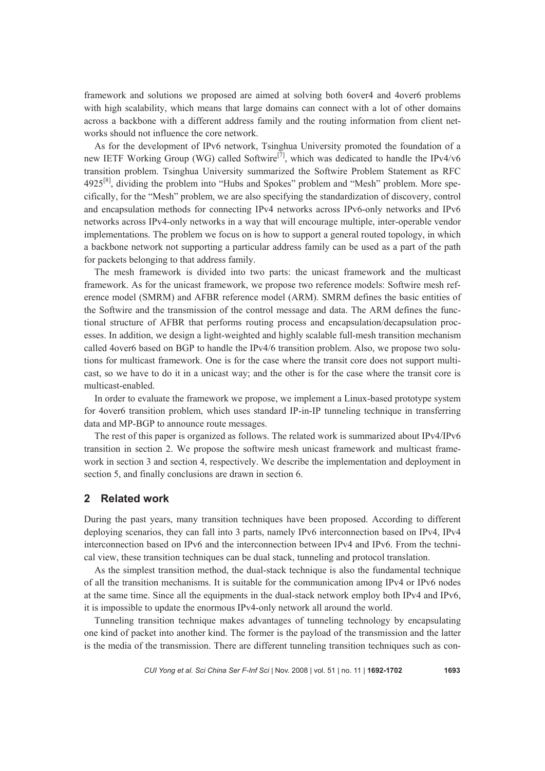framework and solutions we proposed are aimed at solving both 6over4 and 4over6 problems with high scalability, which means that large domains can connect with a lot of other domains across a backbone with a different address family and the routing information from client networks should not influence the core network.

As for the development of IPv6 network, Tsinghua University promoted the foundation of a new IETF Working Group (WG) called Softwire[7], which was dedicated to handle the IPv4/v6 transition problem. Tsinghua University summarized the Softwire Problem Statement as RFC 4925[8], dividing the problem into "Hubs and Spokes" problem and "Mesh" problem. More specifically, for the "Mesh" problem, we are also specifying the standardization of discovery, control and encapsulation methods for connecting IPv4 networks across IPv6-only networks and IPv6 networks across IPv4-only networks in a way that will encourage multiple, inter-operable vendor implementations. The problem we focus on is how to support a general routed topology, in which a backbone network not supporting a particular address family can be used as a part of the path for packets belonging to that address family.

The mesh framework is divided into two parts: the unicast framework and the multicast framework. As for the unicast framework, we propose two reference models: Softwire mesh reference model (SMRM) and AFBR reference model (ARM). SMRM defines the basic entities of the Softwire and the transmission of the control message and data. The ARM defines the functional structure of AFBR that performs routing process and encapsulation/decapsulation processes. In addition, we design a light-weighted and highly scalable full-mesh transition mechanism called 4over6 based on BGP to handle the IPv4/6 transition problem. Also, we propose two solutions for multicast framework. One is for the case where the transit core does not support multicast, so we have to do it in a unicast way; and the other is for the case where the transit core is multicast-enabled.

In order to evaluate the framework we propose, we implement a Linux-based prototype system for 4over6 transition problem, which uses standard IP-in-IP tunneling technique in transferring data and MP-BGP to announce route messages.

The rest of this paper is organized as follows. The related work is summarized about IPv4/IPv6 transition in section 2. We propose the softwire mesh unicast framework and multicast framework in section 3 and section 4, respectively. We describe the implementation and deployment in section 5, and finally conclusions are drawn in section 6.

## 2 Related work

During the past years, many transition techniques have been proposed. According to different deploying scenarios, they can fall into 3 parts, namely IPv6 interconnection based on IPv4, IPv4 interconnection based on IPv6 and the interconnection between IPv4 and IPv6. From the technical view, these transition techniques can be dual stack, tunneling and protocol translation.

As the simplest transition method, the dual-stack technique is also the fundamental technique of all the transition mechanisms. It is suitable for the communication among IPv4 or IPv6 nodes at the same time. Since all the equipments in the dual-stack network employ both IPv4 and IPv6, it is impossible to update the enormous IPv4-only network all around the world.

Tunneling transition technique makes advantages of tunneling technology by encapsulating one kind of packet into another kind. The former is the payload of the transmission and the latter is the media of the transmission. There are different tunneling transition techniques such as con-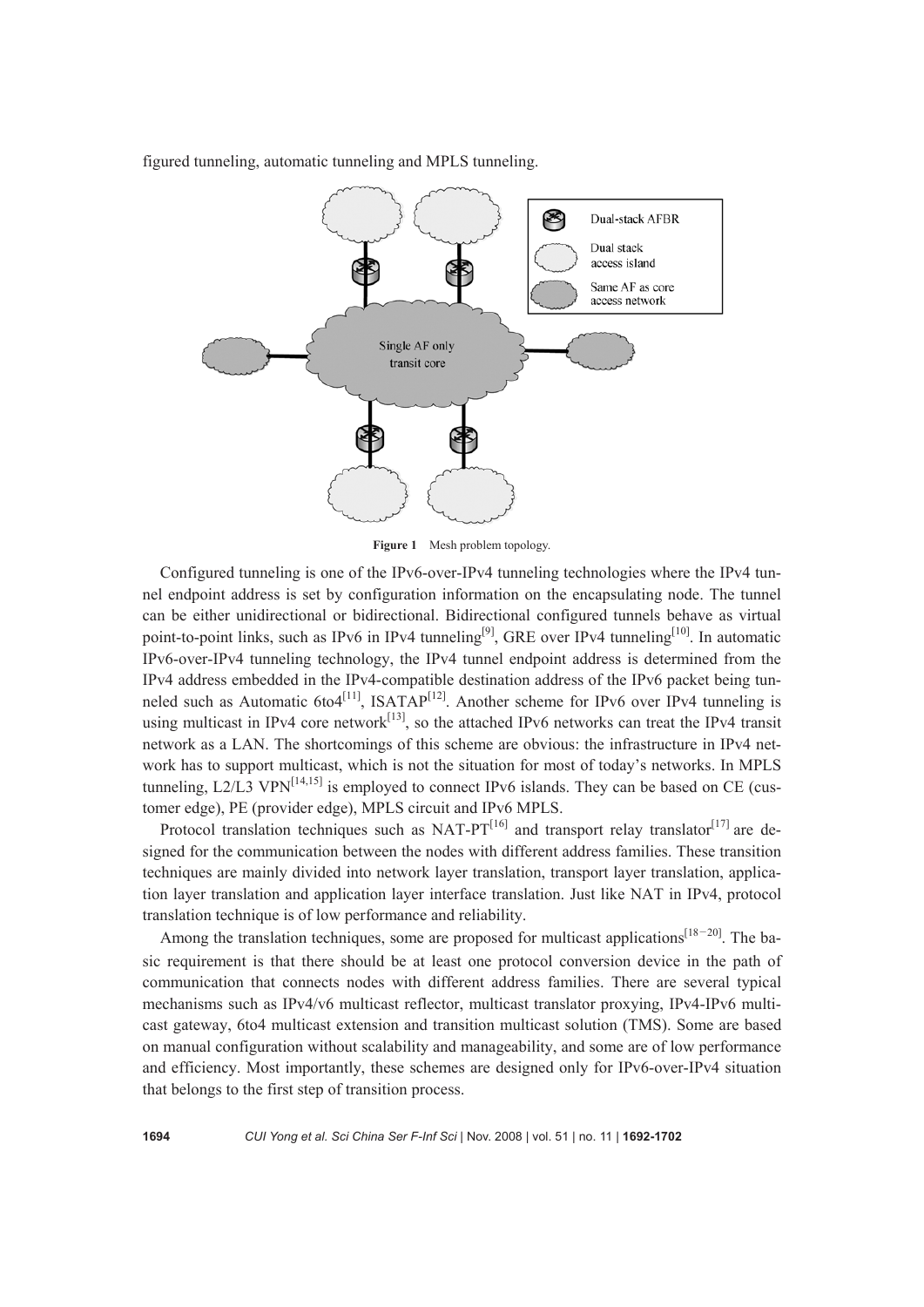figured tunneling, automatic tunneling and MPLS tunneling.

**Figure 1** Mesh problem topology.

Configured tunneling is one of the IPv6-over-IPv4 tunneling technologies where the IPv4 tunnel endpoint address is set by configuration information on the encapsulating node. The tunnel can be either unidirectional or bidirectional. Bidirectional configured tunnels behave as virtual point-to-point links, such as IPv6 in IPv4 tunneling[9], GRE over IPv4 tunneling[10]. In automatic IPv6-over-IPv4 tunneling technology, the IPv4 tunnel endpoint address is determined from the IPv4 address embedded in the IPv4-compatible destination address of the IPv6 packet being tunneled such as Automatic 6to4[11], ISATAP[12]. Another scheme for IPv6 over IPv4 tunneling is using multicast in IPv4 core network[13], so the attached IPv6 networks can treat the IPv4 transit network as a LAN. The shortcomings of this scheme are obvious: the infrastructure in IPv4 network has to support multicast, which is not the situation for most of today's networks. In MPLS tunneling, L2/L3 VPN[14,15] is employed to connect IPv6 islands. They can be based on CE (customer edge), PE (provider edge), MPLS circuit and IPv6 MPLS.

Protocol translation techniques such as NAT-PT[16] and transport relay translator[17] are designed for the communication between the nodes with different address families. These transition techniques are mainly divided into network layer translation, transport layer translation, application layer translation and application layer interface translation. Just like NAT in IPv4, protocol translation technique is of low performance and reliability.

Among the translation techniques, some are proposed for multicast applications[18−20]. The basic requirement is that there should be at least one protocol conversion device in the path of communication that connects nodes with different address families. There are several typical mechanisms such as IPv4/v6 multicast reflector, multicast translator proxying, IPv4-IPv6 multicast gateway, 6to4 multicast extension and transition multicast solution (TMS). Some are based on manual configuration without scalability and manageability, and some are of low performance and efficiency. Most importantly, these schemes are designed only for IPv6-over-IPv4 situation that belongs to the first step of transition process.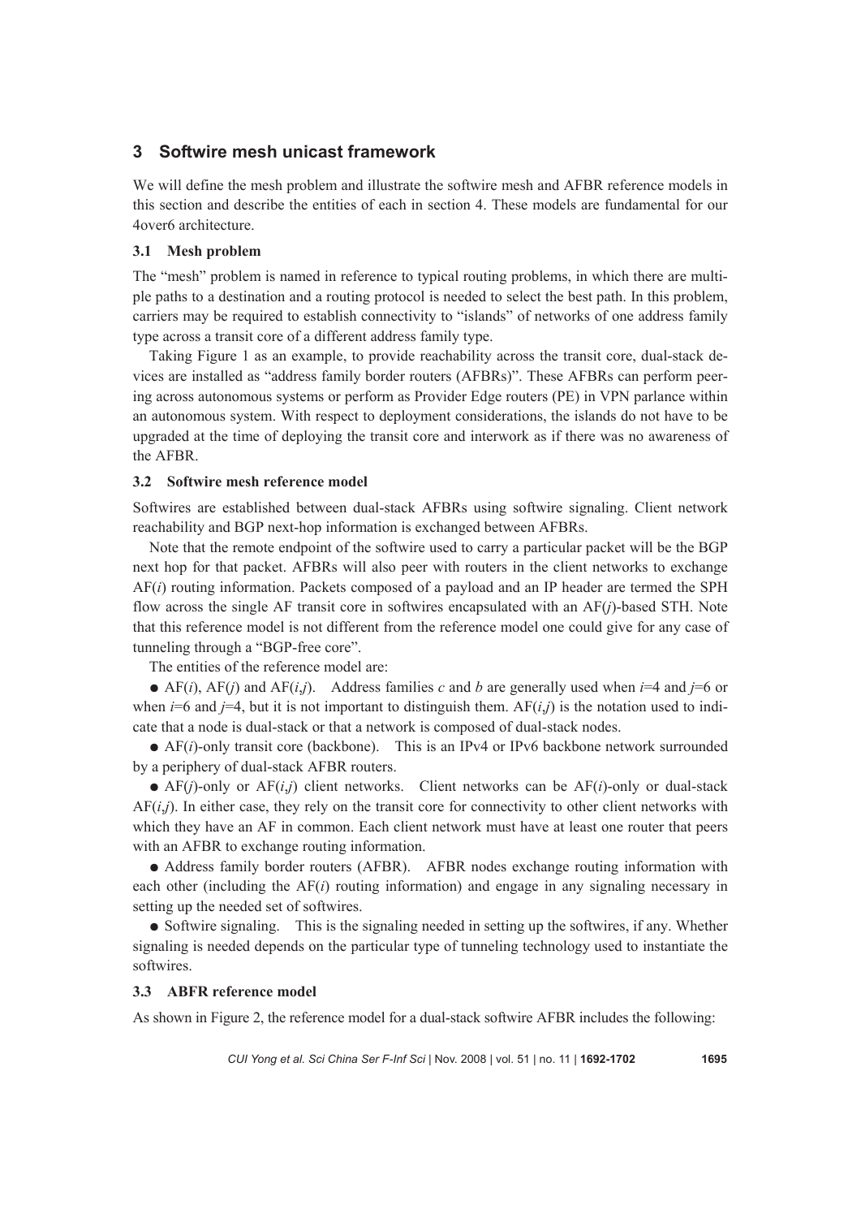## 3 Softwire mesh unicast framework

We will define the mesh problem and illustrate the softwire mesh and AFBR reference models in this section and describe the entities of each in section 4. These models are fundamental for our 4over6 architecture.

### 3.1 Mesh problem

The "mesh" problem is named in reference to typical routing problems, in which there are multiple paths to a destination and a routing protocol is needed to select the best path. In this problem, carriers may be required to establish connectivity to "islands" of networks of one address family type across a transit core of a different address family type.

Taking Figure 1 as an example, to provide reachability across the transit core, dual-stack devices are installed as "address family border routers (AFBRs)". These AFBRs can perform peering across autonomous systems or perform as Provider Edge routers (PE) in VPN parlance within an autonomous system. With respect to deployment considerations, the islands do not have to be upgraded at the time of deploying the transit core and interwork as if there was no awareness of the AFBR.

### 3.2 Softwire mesh reference model

Softwires are established between dual-stack AFBRs using softwire signaling. Client network reachability and BGP next-hop information is exchanged between AFBRs.

Note that the remote endpoint of the softwire used to carry a particular packet will be the BGP next hop for that packet. AFBRs will also peer with routers in the client networks to exchange AF($i$) routing information. Packets composed of a payload and an IP header are termed the SPH flow across the single AF transit core in softwires encapsulated with an AF($j$)-based STH. Note that this reference model is not different from the reference model one could give for any case of tunneling through a "BGP-free core".

The entities of the reference model are:

● AF($i$), AF($j$) and AF($i$,$j$). Address families $c$ and $b$ are generally used when $i$=4 and $j$=6 or when $i$=6 and $j$=4, but it is not important to distinguish them. AF($i$,$j$) is the notation used to indicate that a node is dual-stack or that a network is composed of dual-stack nodes.

● AF($i$)-only transit core (backbone). This is an IPv4 or IPv6 backbone network surrounded by a periphery of dual-stack AFBR routers.

● AF($j$)-only or AF($i$,$j$) client networks. Client networks can be AF($i$)-only or dual-stack AF($i$,$j$). In either case, they rely on the transit core for connectivity to other client networks with which they have an AF in common. Each client network must have at least one router that peers with an AFBR to exchange routing information.

● Address family border routers (AFBR). AFBR nodes exchange routing information with each other (including the AF($i$) routing information) and engage in any signaling necessary in setting up the needed set of softwires.

● Softwire signaling. This is the signaling needed in setting up the softwires, if any. Whether signaling is needed depends on the particular type of tunneling technology used to instantiate the softwires.

### 3.3 ABFR reference model

As shown in Figure 2, the reference model for a dual-stack softwire AFBR includes the following: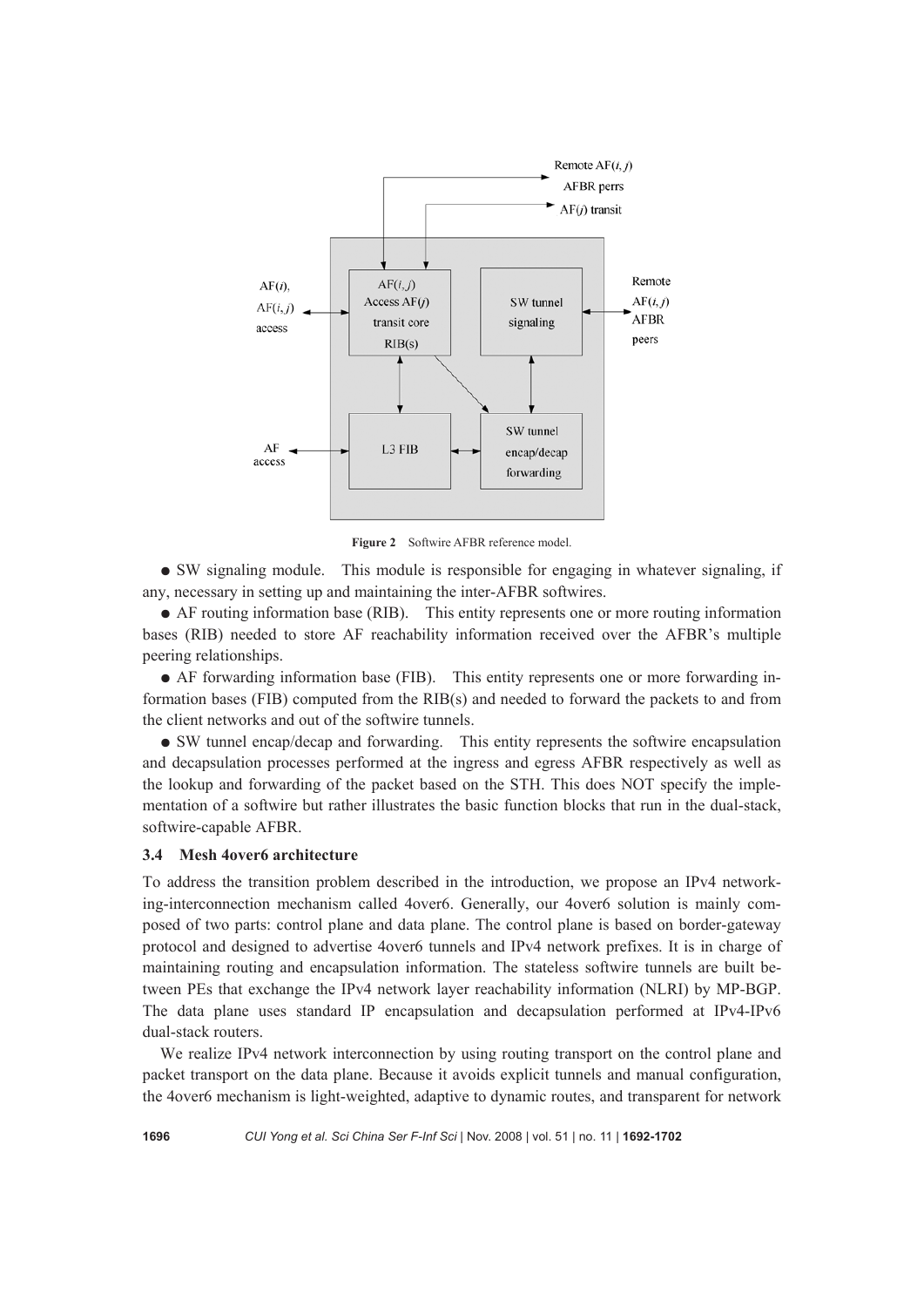**Figure 2** Softwire AFBR reference model.

- SW signaling module. This module is responsible for engaging in whatever signaling, if any, necessary in setting up and maintaining the inter-AFBR softwires.
- AF routing information base (RIB). This entity represents one or more routing information bases (RIB) needed to store AF reachability information received over the AFBR's multiple peering relationships.
- AF forwarding information base (FIB). This entity represents one or more forwarding information bases (FIB) computed from the RIB(s) and needed to forward the packets to and from the client networks and out of the softwire tunnels.
- SW tunnel encap/decap and forwarding. This entity represents the softwire encapsulation and decapsulation processes performed at the ingress and egress AFBR respectively as well as the lookup and forwarding of the packet based on the STH. This does NOT specify the implementation of a softwire but rather illustrates the basic function blocks that run in the dual-stack, softwire-capable AFBR.

### 3.4 Mesh 4over6 architecture

To address the transition problem described in the introduction, we propose an IPv4 networking-interconnection mechanism called 4over6. Generally, our 4over6 solution is mainly composed of two parts: control plane and data plane. The control plane is based on border-gateway protocol and designed to advertise 4over6 tunnels and IPv4 network prefixes. It is in charge of maintaining routing and encapsulation information. The stateless softwire tunnels are built between PEs that exchange the IPv4 network layer reachability information (NLRI) by MP-BGP. The data plane uses standard IP encapsulation and decapsulation performed at IPv4-IPv6 dual-stack routers.

We realize IPv4 network interconnection by using routing transport on the control plane and packet transport on the data plane. Because it avoids explicit tunnels and manual configuration, the 4over6 mechanism is light-weighted, adaptive to dynamic routes, and transparent for network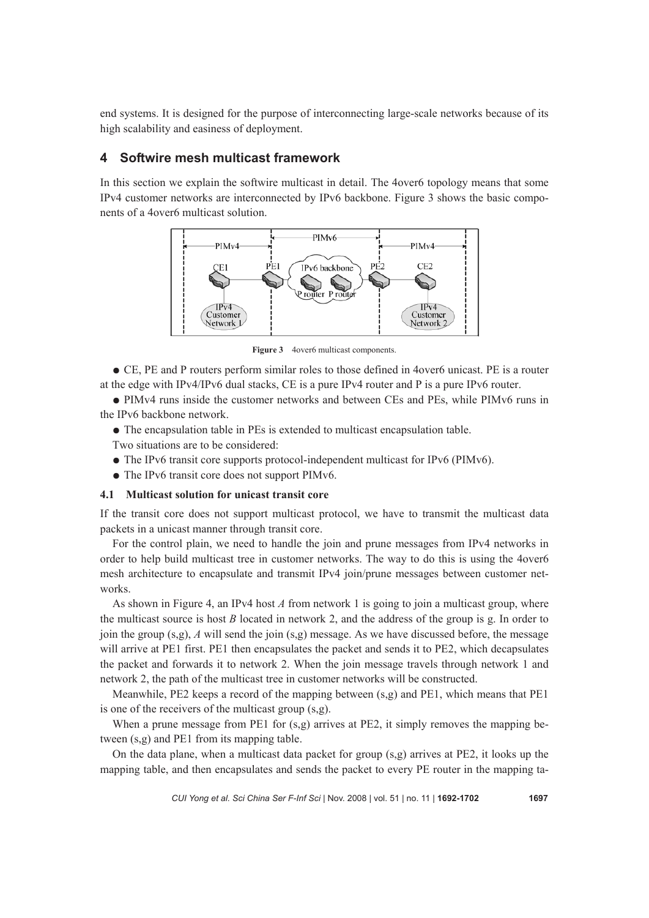end systems. It is designed for the purpose of interconnecting large-scale networks because of its high scalability and easiness of deployment.

## 4 Softwire mesh multicast framework

In this section we explain the softwire multicast in detail. The 4over6 topology means that some IPv4 customer networks are interconnected by IPv6 backbone. Figure 3 shows the basic components of a 4over6 multicast solution.

**Figure 3** 4over6 multicast components.

- CE, PE and P routers perform similar roles to those defined in 4over6 unicast. PE is a router at the edge with IPv4/IPv6 dual stacks, CE is a pure IPv4 router and P is a pure IPv6 router.
- PIMv4 runs inside the customer networks and between CEs and PEs, while PIMv6 runs in the IPv6 backbone network.
- The encapsulation table in PEs is extended to multicast encapsulation table.

Two situations are to be considered:

- The IPv6 transit core supports protocol-independent multicast for IPv6 (PIMv6).
- The IPv6 transit core does not support PIMv6.

### 4.1 Multicast solution for unicast transit core

If the transit core does not support multicast protocol, we have to transmit the multicast data packets in a unicast manner through transit core.

For the control plain, we need to handle the join and prune messages from IPv4 networks in order to help build multicast tree in customer networks. The way to do this is using the 4over6 mesh architecture to encapsulate and transmit IPv4 join/prune messages between customer networks.

As shown in Figure 4, an IPv4 host *A* from network 1 is going to join a multicast group, where the multicast source is host *B* located in network 2, and the address of the group is g. In order to join the group (s,g), *A* will send the join (s,g) message. As we have discussed before, the message will arrive at PE1 first. PE1 then encapsulates the packet and sends it to PE2, which decapsulates the packet and forwards it to network 2. When the join message travels through network 1 and network 2, the path of the multicast tree in customer networks will be constructed.

Meanwhile, PE2 keeps a record of the mapping between (s,g) and PE1, which means that PE1 is one of the receivers of the multicast group (s,g).

When a prune message from PE1 for (s,g) arrives at PE2, it simply removes the mapping between (s,g) and PE1 from its mapping table.

On the data plane, when a multicast data packet for group (s,g) arrives at PE2, it looks up the mapping table, and then encapsulates and sends the packet to every PE router in the mapping ta-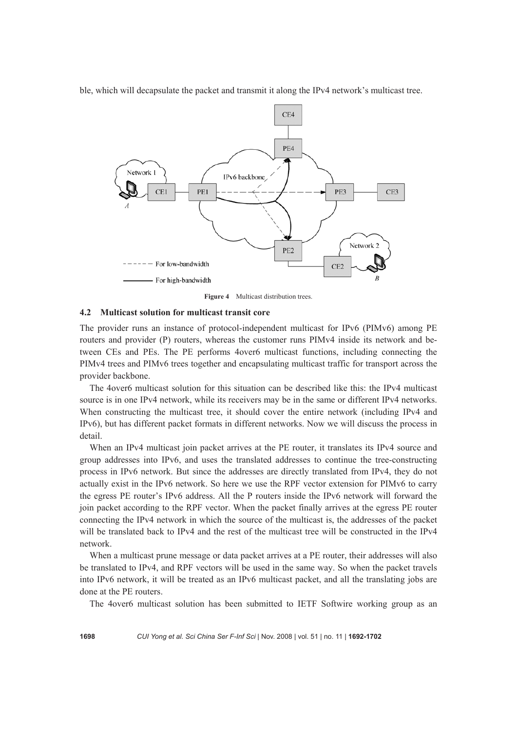ble, which will decapsulate the packet and transmit it along the IPv4 network's multicast tree.

**Figure 4** Multicast distribution trees.

### 4.2 Multicast solution for multicast transit core

The provider runs an instance of protocol-independent multicast for IPv6 (PIMv6) among PE routers and provider (P) routers, whereas the customer runs PIMv4 inside its network and between CEs and PEs. The PE performs 4over6 multicast functions, including connecting the PIMv4 trees and PIMv6 trees together and encapsulating multicast traffic for transport across the provider backbone.

The 4over6 multicast solution for this situation can be described like this: the IPv4 multicast source is in one IPv4 network, while its receivers may be in the same or different IPv4 networks. When constructing the multicast tree, it should cover the entire network (including IPv4 and IPv6), but has different packet formats in different networks. Now we will discuss the process in detail.

When an IPv4 multicast join packet arrives at the PE router, it translates its IPv4 source and group addresses into IPv6, and uses the translated addresses to continue the tree-constructing process in IPv6 network. But since the addresses are directly translated from IPv4, they do not actually exist in the IPv6 network. So here we use the RPF vector extension for PIMv6 to carry the egress PE router's IPv6 address. All the P routers inside the IPv6 network will forward the join packet according to the RPF vector. When the packet finally arrives at the egress PE router connecting the IPv4 network in which the source of the multicast is, the addresses of the packet will be translated back to IPv4 and the rest of the multicast tree will be constructed in the IPv4 network.

When a multicast prune message or data packet arrives at a PE router, their addresses will also be translated to IPv4, and RPF vectors will be used in the same way. So when the packet travels into IPv6 network, it will be treated as an IPv6 multicast packet, and all the translating jobs are done at the PE routers.

The 4over6 multicast solution has been submitted to IETF Softwire working group as an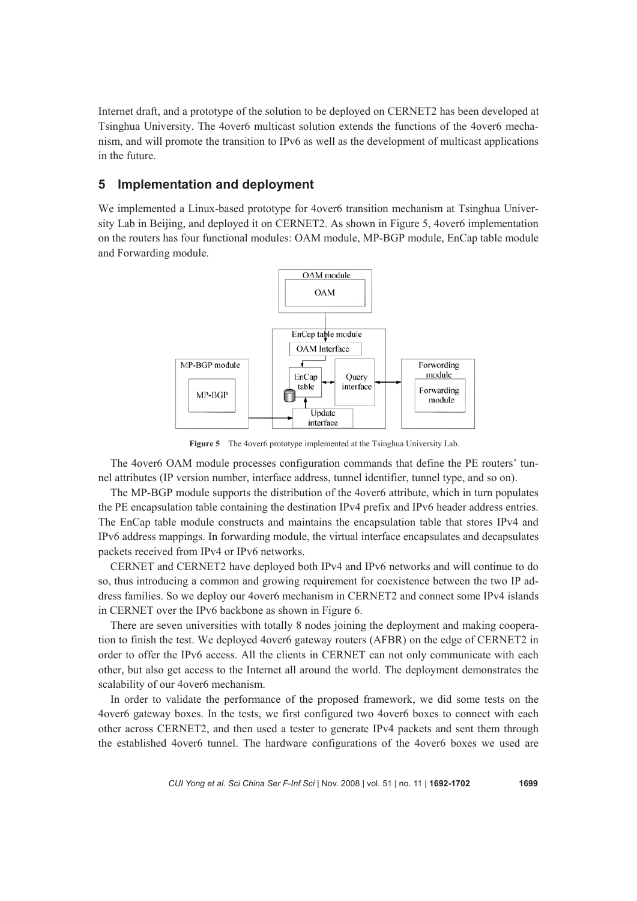Internet draft, and a prototype of the solution to be deployed on CERNET2 has been developed at Tsinghua University. The 4over6 multicast solution extends the functions of the 4over6 mechanism, and will promote the transition to IPv6 as well as the development of multicast applications in the future.

## 5 Implementation and deployment

We implemented a Linux-based prototype for 4over6 transition mechanism at Tsinghua University Lab in Beijing, and deployed it on CERNET2. As shown in Figure 5, 4over6 implementation on the routers has four functional modules: OAM module, MP-BGP module, EnCap table module and Forwarding module.

**Figure 5** The 4over6 prototype implemented at the Tsinghua University Lab.

The 4over6 OAM module processes configuration commands that define the PE routers' tunnel attributes (IP version number, interface address, tunnel identifier, tunnel type, and so on).

The MP-BGP module supports the distribution of the 4over6 attribute, which in turn populates the PE encapsulation table containing the destination IPv4 prefix and IPv6 header address entries. The EnCap table module constructs and maintains the encapsulation table that stores IPv4 and IPv6 address mappings. In forwarding module, the virtual interface encapsulates and decapsulates packets received from IPv4 or IPv6 networks.

CERNET and CERNET2 have deployed both IPv4 and IPv6 networks and will continue to do so, thus introducing a common and growing requirement for coexistence between the two IP address families. So we deploy our 4over6 mechanism in CERNET2 and connect some IPv4 islands in CERNET over the IPv6 backbone as shown in Figure 6.

There are seven universities with totally 8 nodes joining the deployment and making cooperation to finish the test. We deployed 4over6 gateway routers (AFBR) on the edge of CERNET2 in order to offer the IPv6 access. All the clients in CERNET can not only communicate with each other, but also get access to the Internet all around the world. The deployment demonstrates the scalability of our 4over6 mechanism.

In order to validate the performance of the proposed framework, we did some tests on the 4over6 gateway boxes. In the tests, we first configured two 4over6 boxes to connect with each other across CERNET2, and then used a tester to generate IPv4 packets and sent them through the established 4over6 tunnel. The hardware configurations of the 4over6 boxes we used are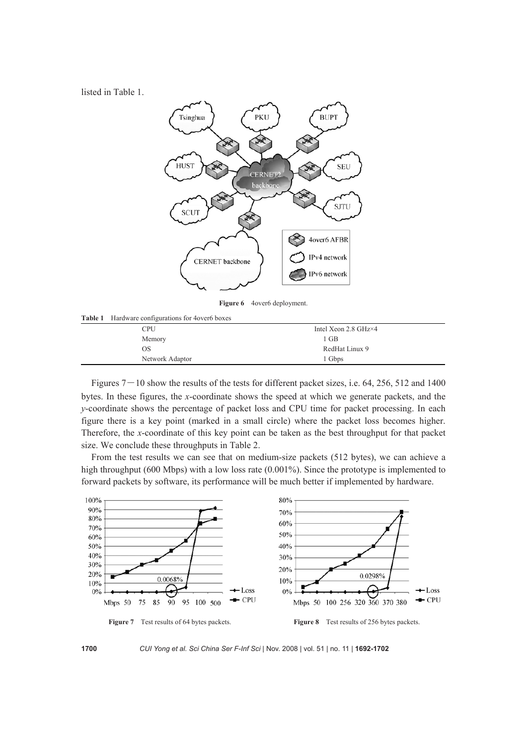listed in Table 1.

Figure 6 4over6 deployment.

Table 1 Hardware configurations for 4over6 boxes

| | |
|---|---|
| CPU | Intel Xeon 2.8 GHz×4 |
| Memory | 1 GB |
| OS | RedHat Linux 9 |
| Network Adaptor | 1 Gbps |

Figures 7－10 show the results of the tests for different packet sizes, i.e. 64, 256, 512 and 1400 bytes. In these figures, the *x*-coordinate shows the speed at which we generate packets, and the *y*-coordinate shows the percentage of packet loss and CPU time for packet processing. In each figure there is a key point (marked in a small circle) where the packet loss becomes higher. Therefore, the *x*-coordinate of this key point can be taken as the best throughput for that packet size. We conclude these throughputs in Table 2.

From the test results we can see that on medium-size packets (512 bytes), we can achieve a high throughput (600 Mbps) with a low loss rate (0.001%). Since the prototype is implemented to forward packets by software, its performance will be much better if implemented by hardware.

Figure 7 Test results of 64 bytes packets.

Figure 8 Test results of 256 bytes packets.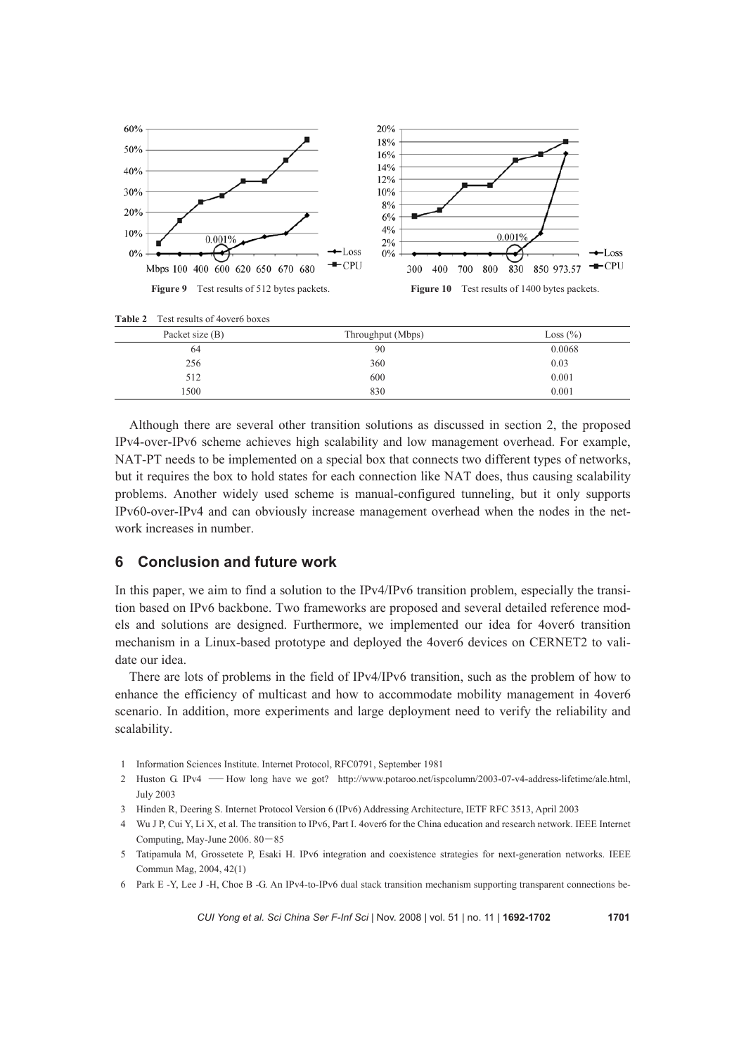Figure 9 Test results of 512 bytes packets.

Figure 10 Test results of 1400 bytes packets.

**Table 2** Test results of 4over6 boxes

| Packet size (B) | Throughput (Mbps) | Loss (%) |
|---|---|---|
| 64 | 90 | 0.0068 |
| 256 | 360 | 0.03 |
| 512 | 600 | 0.001 |
| 1500 | 830 | 0.001 |

Although there are several other transition solutions as discussed in section 2, the proposed IPv4-over-IPv6 scheme achieves high scalability and low management overhead. For example, NAT-PT needs to be implemented on a special box that connects two different types of networks, but it requires the box to hold states for each connection like NAT does, thus causing scalability problems. Another widely used scheme is manual-configured tunneling, but it only supports IPv60-over-IPv4 and can obviously increase management overhead when the nodes in the network increases in number.

## 6 Conclusion and future work

In this paper, we aim to find a solution to the IPv4/IPv6 transition problem, especially the transition based on IPv6 backbone. Two frameworks are proposed and several detailed reference models and solutions are designed. Furthermore, we implemented our idea for 4over6 transition mechanism in a Linux-based prototype and deployed the 4over6 devices on CERNET2 to validate our idea.

There are lots of problems in the field of IPv4/IPv6 transition, such as the problem of how to enhance the efficiency of multicast and how to accommodate mobility management in 4over6 scenario. In addition, more experiments and large deployment need to verify the reliability and scalability.

1 Information Sciences Institute. Internet Protocol, RFC0791, September 1981

2 Huston G. IPv4 — How long have we got? http://www.potaroo.net/ispcolumn/2003-07-v4-address-lifetime/ale.html, July 2003

3 Hinden R, Deering S. Internet Protocol Version 6 (IPv6) Addressing Architecture, IETF RFC 3513, April 2003

4 Wu J P, Cui Y, Li X, et al. The transition to IPv6, Part I. 4over6 for the China education and research network. IEEE Internet Computing, May-June 2006. 80−85

5 Tatipamula M, Grossetete P, Esaki H. IPv6 integration and coexistence strategies for next-generation networks. IEEE Commun Mag, 2004, 42(1)

6 Park E -Y, Lee J -H, Choe B -G. An IPv4-to-IPv6 dual stack transition mechanism supporting transparent connections be-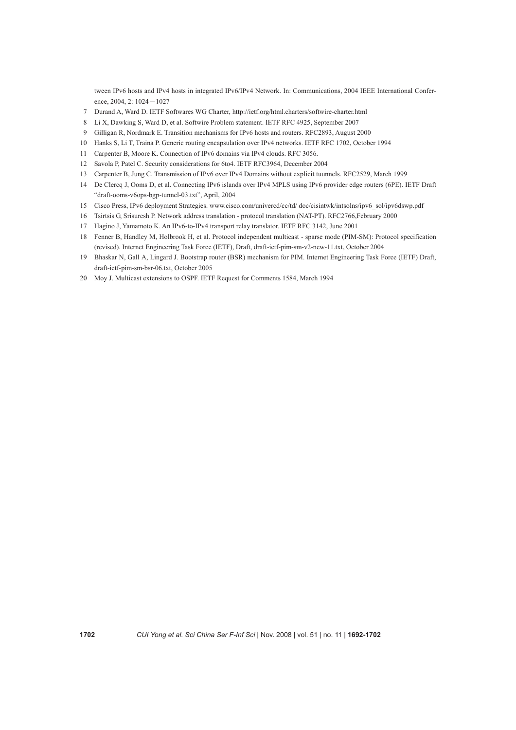tween IPv6 hosts and IPv4 hosts in integrated IPv6/IPv4 Network. In: Communications, 2004 IEEE International Conference, 2004, 2: 1024－1027

7. Durand A, Ward D. IETF Softwares WG Charter, http://ietf.org/html.charters/softwire-charter.html
8. Li X, Dawking S, Ward D, et al. Softwire Problem statement. IETF RFC 4925, September 2007
9. Gilligan R, Nordmark E. Transition mechanisms for IPv6 hosts and routers. RFC2893, August 2000
10. Hanks S, Li T, Traina P. Generic routing encapsulation over IPv4 networks. IETF RFC 1702, October 1994
11. Carpenter B, Moore K. Connection of IPv6 domains via IPv4 clouds. RFC 3056.
12. Savola P, Patel C. Security considerations for 6to4. IETF RFC3964, December 2004
13. Carpenter B, Jung C. Transmission of IPv6 over IPv4 Domains without explicit tuunnels. RFC2529, March 1999
14. De Clercq J, Ooms D, et al. Connecting IPv6 islands over IPv4 MPLS using IPv6 provider edge routers (6PE). IETF Draft "draft-ooms-v6ops-bgp-tunnel-03.txt", April, 2004
15. Cisco Press, IPv6 deployment Strategies. www.cisco.com/univercd/cc/td/ doc/cisintwk/intsolns/ipv6_sol/ipv6dswp.pdf
16. Tsirtsis G, Srisuresh P. Network address translation - protocol translation (NAT-PT). RFC2766,February 2000
17. Hagino J, Yamamoto K. An IPv6-to-IPv4 transport relay translator. IETF RFC 3142, June 2001
18. Fenner B, Handley M, Holbrook H, et al. Protocol independent multicast - sparse mode (PIM-SM): Protocol specification (revised). Internet Engineering Task Force (IETF), Draft, draft-ietf-pim-sm-v2-new-11.txt, October 2004
19. Bhaskar N, Gall A, Lingard J. Bootstrap router (BSR) mechanism for PIM. Internet Engineering Task Force (IETF) Draft, draft-ietf-pim-sm-bsr-06.txt, October 2005
20. Moy J. Multicast extensions to OSPF. IETF Request for Comments 1584, March 1994